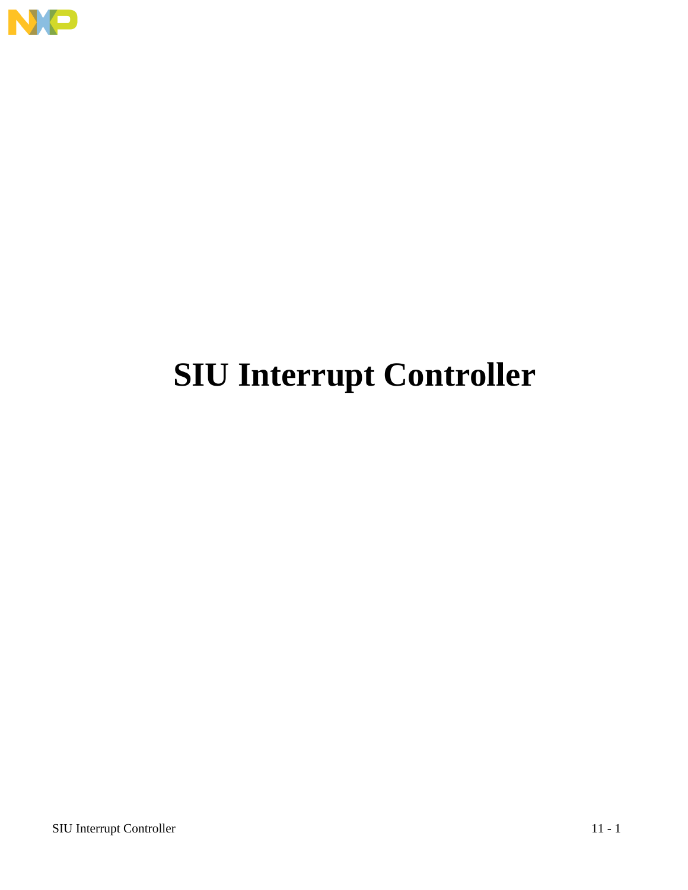# SIU Interrupt Controller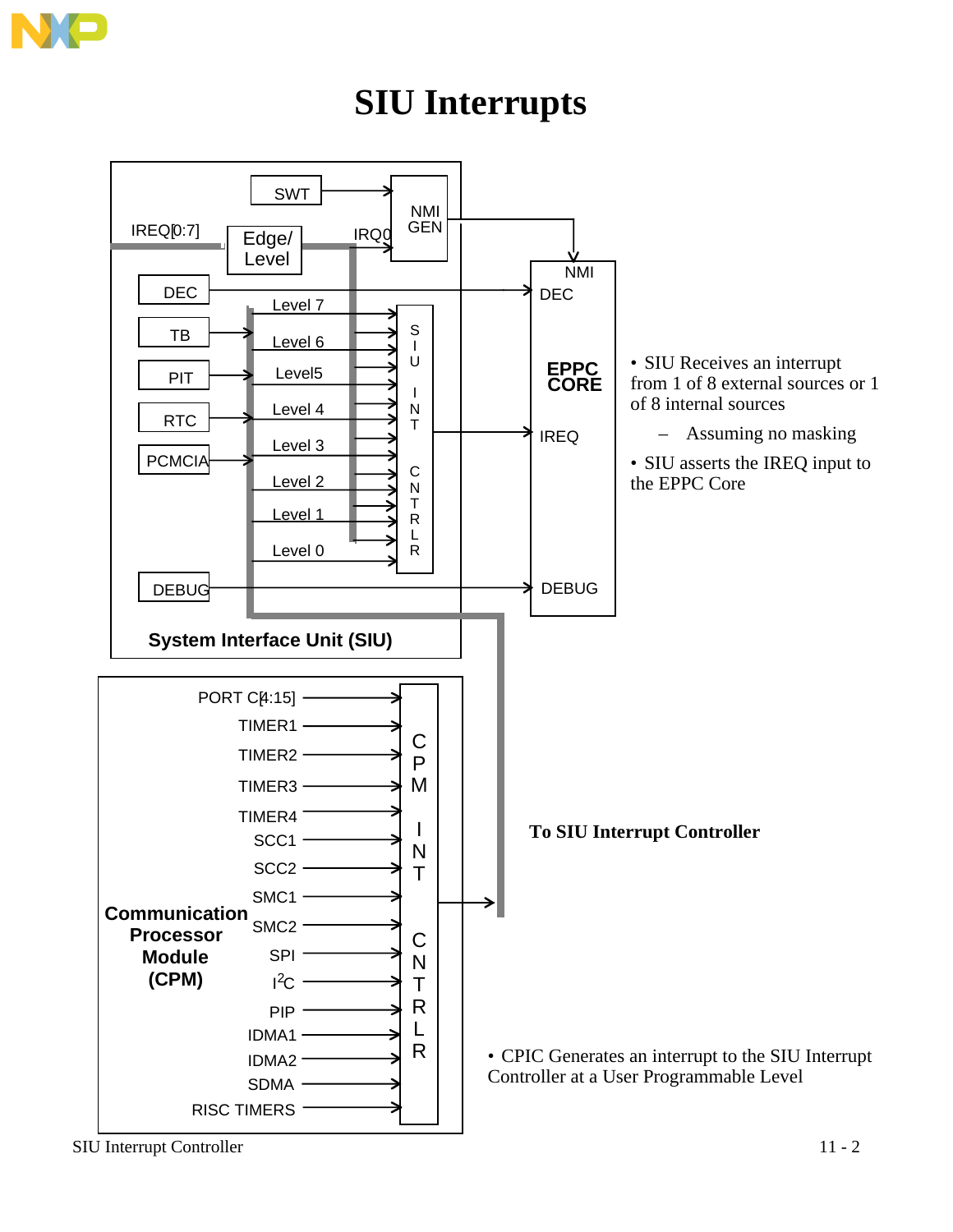# SIU Interrupts

System Interface Unit (SIU)

SWT

NMI GEN

IREQ[0:7]

Edge/ Level

IRQ0

DEC

TB

PIT

RTC

PCMCIA

DEBUG

Level 7

Level 6

Level5

Level 4

Level 3

Level 2

Level 1

Level 0

SIU INT CNTRLR

NMI

DEC

EPPC CORE

IREQ

DEBUG

- SIU Receives an interrupt from 1 of 8 external sources or 1 of 8 internal sources
  - Assuming no masking
- SIU asserts the IREQ input to the EPPC Core

Communication Processor Module (CPM)

PORT C[4:15]

TIMER1

TIMER2

TIMER3

TIMER4

SCC1

SCC2

SMC1

SMC2

SPI

$I^2C$

PIP

IDMA1

IDMA2

SDMA

RISC TIMERS

CPM INT CNTRLR

**To SIU Interrupt Controller**

- CPIC Generates an interrupt to the SIU Interrupt Controller at a User Programmable Level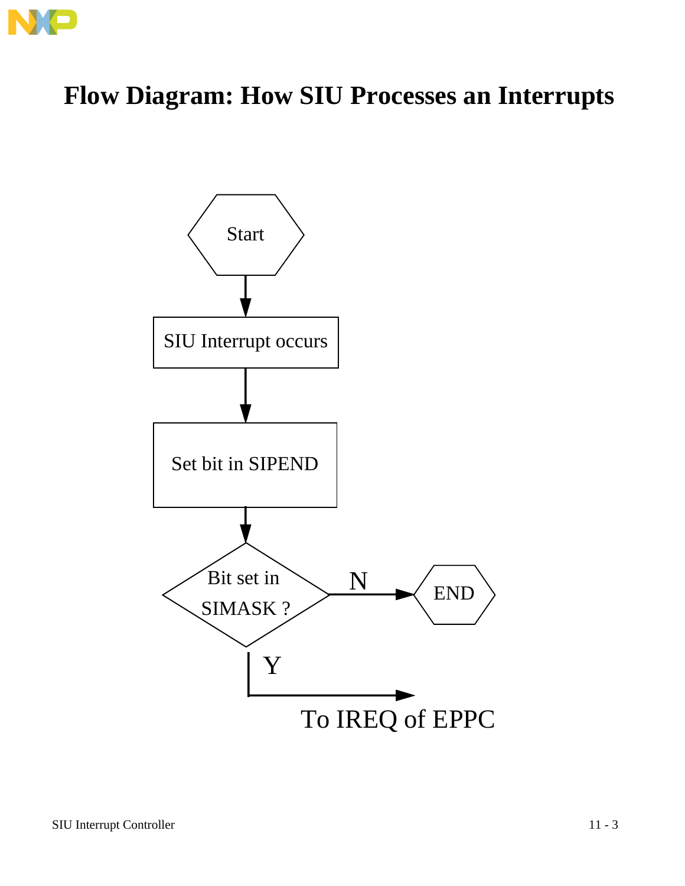# Flow Diagram: How SIU Processes an Interrupts

Start

SIU Interrupt occurs

Set bit in SIPEND

Bit set in SIMASK ?

N

END

Y

To IREQ of EPPC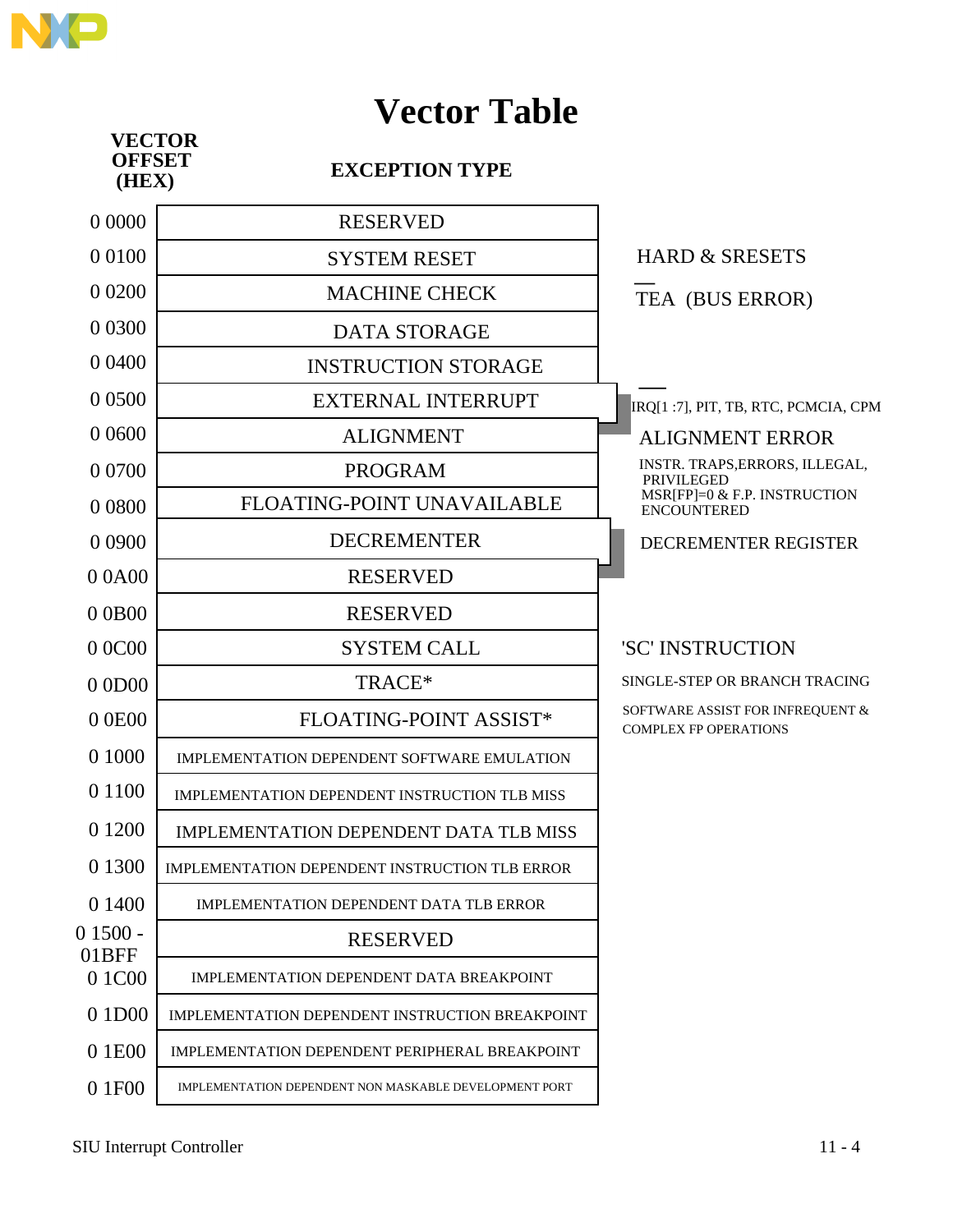# Vector Table

| VECTOR OFFSET (HEX) | EXCEPTION TYPE | |
|---|---|---|
| 0 0000 | RESERVED | |
| 0 0100 | SYSTEM RESET | HARD & SRESETS |
| 0 0200 | MACHINE CHECK | $\overline{TEA}$ (BUS ERROR) |
| 0 0300 | DATA STORAGE | |
| 0 0400 | INSTRUCTION STORAGE | |
| 0 0500 | EXTERNAL INTERRUPT | $\overline{IRQ}$[1 :7], PIT, TB, RTC, PCMCIA, CPM |
| 0 0600 | ALIGNMENT | ALIGNMENT ERROR |
| 0 0700 | PROGRAM | INSTR. TRAPS,ERRORS, ILLEGAL, PRIVILEGED |
| 0 0800 | FLOATING-POINT UNAVAILABLE | MSR[FP]=0 & F.P. INSTRUCTION ENCOUNTERED |
| 0 0900 | DECREMENTER | DECREMENTER REGISTER |
| 0 0A00 | RESERVED | |
| 0 0B00 | RESERVED | |
| 0 0C00 | SYSTEM CALL | 'SC' INSTRUCTION |
| 0 0D00 | TRACE* | SINGLE-STEP OR BRANCH TRACING |
| 0 0E00 | FLOATING-POINT ASSIST* | SOFTWARE ASSIST FOR INFREQUENT & COMPLEX FP OPERATIONS |
| 0 1000 | IMPLEMENTATION DEPENDENT SOFTWARE EMULATION | |
| 0 1100 | IMPLEMENTATION DEPENDENT INSTRUCTION TLB MISS | |
| 0 1200 | IMPLEMENTATION DEPENDENT DATA TLB MISS | |
| 0 1300 | IMPLEMENTATION DEPENDENT INSTRUCTION TLB ERROR | |
| 0 1400 | IMPLEMENTATION DEPENDENT DATA TLB ERROR | |
| 0 1500 - 01BFF | RESERVED | |
| 0 1C00 | IMPLEMENTATION DEPENDENT DATA BREAKPOINT | |
| 0 1D00 | IMPLEMENTATION DEPENDENT INSTRUCTION BREAKPOINT | |
| 0 1E00 | IMPLEMENTATION DEPENDENT PERIPHERAL BREAKPOINT | |
| 0 1F00 | IMPLEMENTATION DEPENDENT NON MASKABLE DEVELOPMENT PORT | |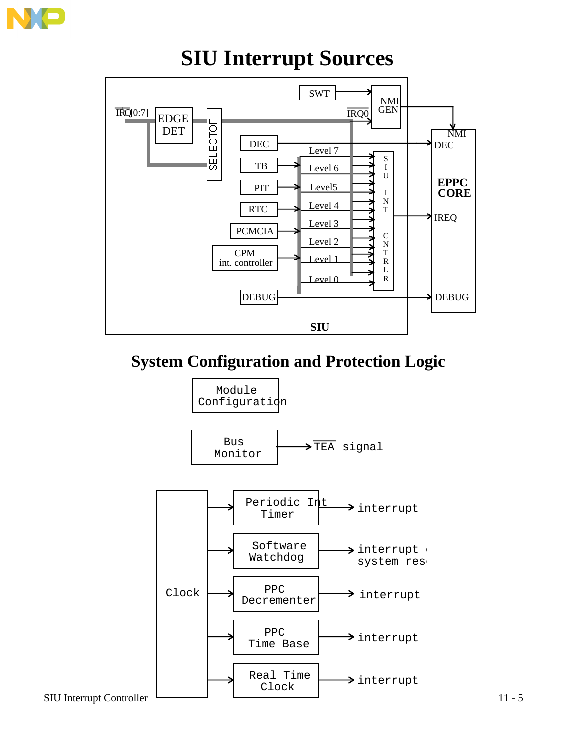# SIU Interrupt Sources

IRQ[0:7] — EDGE DET — SELECTOR — IRQ0 — SWT — NMI GEN — NMI

DEC — TB — PIT — RTC — PCMCIA — CPM int. controller — DEBUG

Level 7, Level 6, Level5, Level 4, Level 3, Level 2, Level 1, Level 0

SIU INT CNTRLR — IREQ

EPPC CORE: NMI, DEC, IREQ, DEBUG

SIU

# System Configuration and Protection Logic

Module Configuration

Bus Monitor → TEA signal

Clock →
- Periodic Int Timer → interrupt
- Software Watchdog → interrupt or system reset
- PPC Decrementer → interrupt
- PPC Time Base → interrupt
- Real Time Clock → interrupt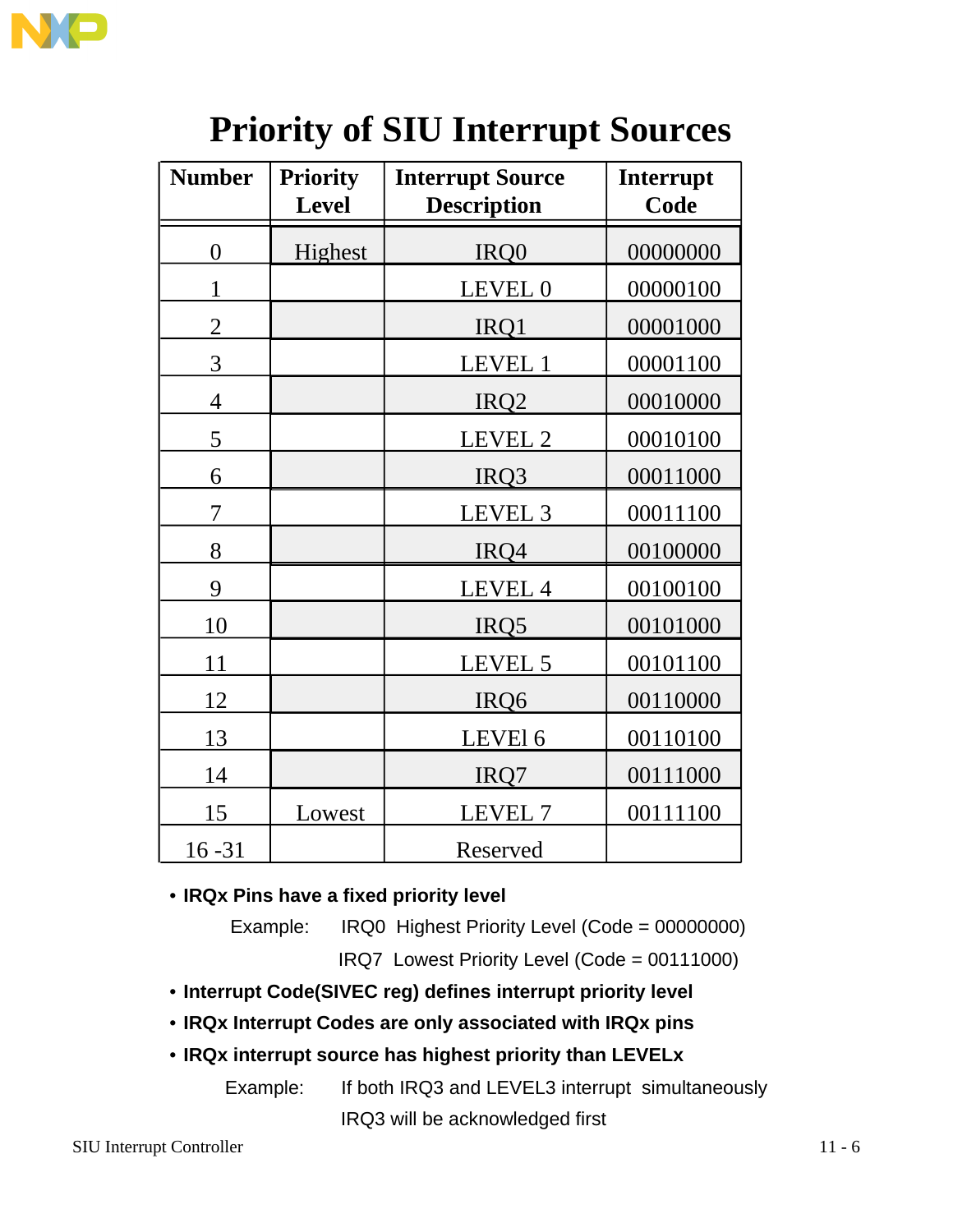# Priority of SIU Interrupt Sources

| Number | Priority Level | Interrupt Source Description | Interrupt Code |
|---|---|---|---|
| 0 | Highest | IRQ0 | 00000000 |
| 1 | | LEVEL 0 | 00000100 |
| 2 | | IRQ1 | 00001000 |
| 3 | | LEVEL 1 | 00001100 |
| 4 | | IRQ2 | 00010000 |
| 5 | | LEVEL 2 | 00010100 |
| 6 | | IRQ3 | 00011000 |
| 7 | | LEVEL 3 | 00011100 |
| 8 | | IRQ4 | 00100000 |
| 9 | | LEVEL 4 | 00100100 |
| 10 | | IRQ5 | 00101000 |
| 11 | | LEVEL 5 | 00101100 |
| 12 | | IRQ6 | 00110000 |
| 13 | | LEVEl 6 | 00110100 |
| 14 | | IRQ7 | 00111000 |
| 15 | Lowest | LEVEL 7 | 00111100 |
| 16 -31 | | Reserved | |

- **IRQx Pins have a fixed priority level**

  Example: IRQ0 Highest Priority Level (Code = 00000000)

  IRQ7 Lowest Priority Level (Code = 00111000)

- **Interrupt Code(SIVEC reg) defines interrupt priority level**
- **IRQx Interrupt Codes are only associated with IRQx pins**
- **IRQx interrupt source has highest priority than LEVELx**

  Example: If both IRQ3 and LEVEL3 interrupt simultaneously

  IRQ3 will be acknowledged first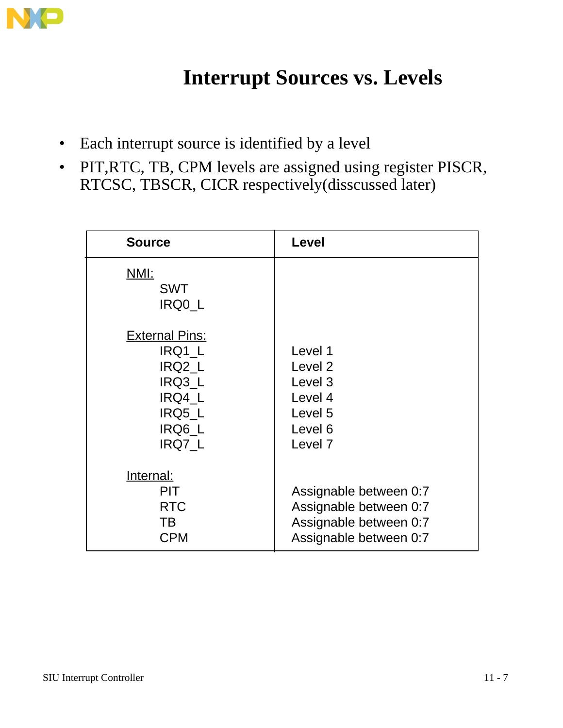# Interrupt Sources vs. Levels

- Each interrupt source is identified by a level
- PIT,RTC, TB, CPM levels are assigned using register PISCR, RTCSC, TBSCR, CICR respectively(disscussed later)

| Source | Level |
|---|---|
| NMI: | |
| SWT | |
| IRQ0_L | |
| External Pins: | |
| IRQ1_L | Level 1 |
| IRQ2_L | Level 2 |
| IRQ3_L | Level 3 |
| IRQ4_L | Level 4 |
| IRQ5_L | Level 5 |
| IRQ6_L | Level 6 |
| IRQ7_L | Level 7 |
| Internal: | |
| PIT | Assignable between 0:7 |
| RTC | Assignable between 0:7 |
| TB | Assignable between 0:7 |
| CPM | Assignable between 0:7 |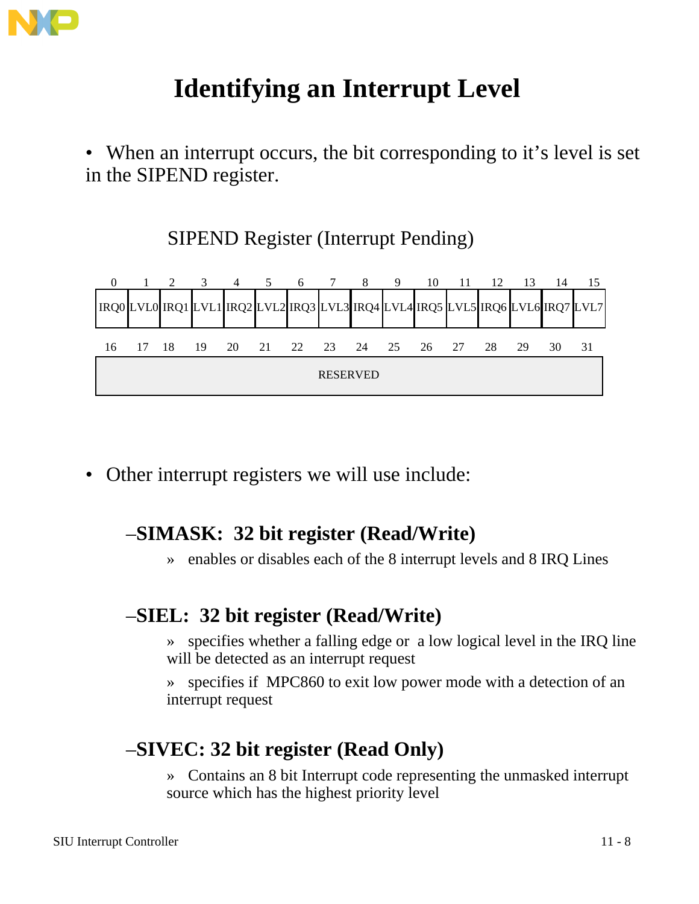# Identifying an Interrupt Level

- When an interrupt occurs, the bit corresponding to it's level is set in the SIPEND register.

SIPEND Register (Interrupt Pending)

| 0 | 1 | 2 | 3 | 4 | 5 | 6 | 7 | 8 | 9 | 10 | 11 | 12 | 13 | 14 | 15 |
|---|---|---|---|---|---|---|---|---|---|---|---|---|---|---|---|
| IRQ0 | LVL0 | IRQ1 | LVL1 | IRQ2 | LVL2 | IRQ3 | LVL3 | IRQ4 | LVL4 | IRQ5 | LVL5 | IRQ6 | LVL6 | IRQ7 | LVL7 |

| 16 | 17 | 18 | 19 | 20 | 21 | 22 | 23 | 24 | 25 | 26 | 27 | 28 | 29 | 30 | 31 |
|---|---|---|---|---|---|---|---|---|---|---|---|---|---|---|---|
| RESERVED | | | | | | | | | | | | | | | |

- Other interrupt registers we will use include:

  – **SIMASK: 32 bit register (Read/Write)**

    » enables or disables each of the 8 interrupt levels and 8 IRQ Lines

  – **SIEL: 32 bit register (Read/Write)**

    » specifies whether a falling edge or a low logical level in the IRQ line will be detected as an interrupt request

    » specifies if MPC860 to exit low power mode with a detection of an interrupt request

  – **SIVEC: 32 bit register (Read Only)**

    » Contains an 8 bit Interrupt code representing the unmasked interrupt source which has the highest priority level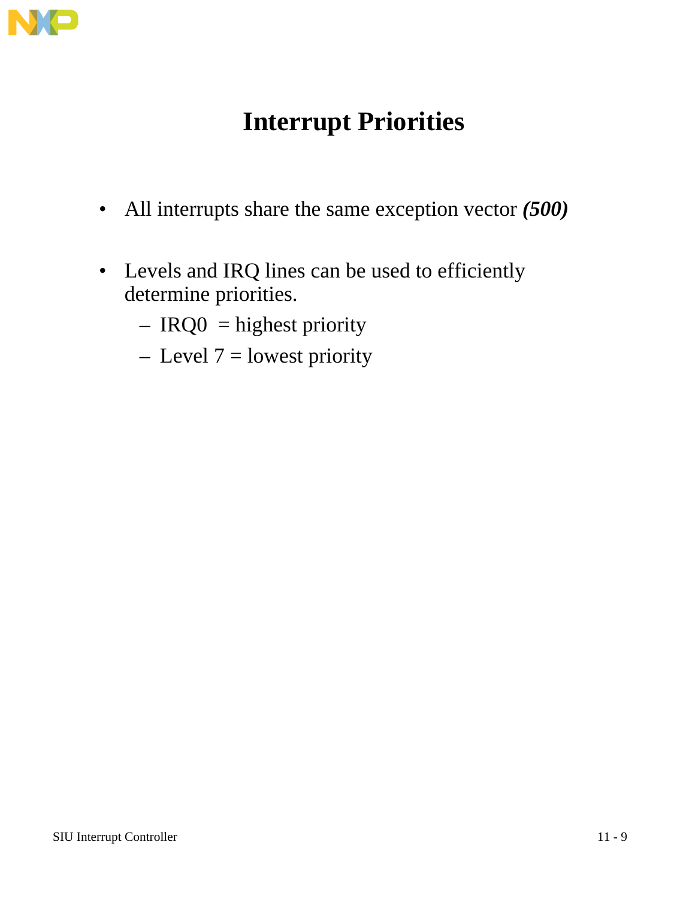# Interrupt Priorities

- All interrupts share the same exception vector ***(500)***

- Levels and IRQ lines can be used to efficiently determine priorities.
  - IRQ0 = highest priority
  - Level 7 = lowest priority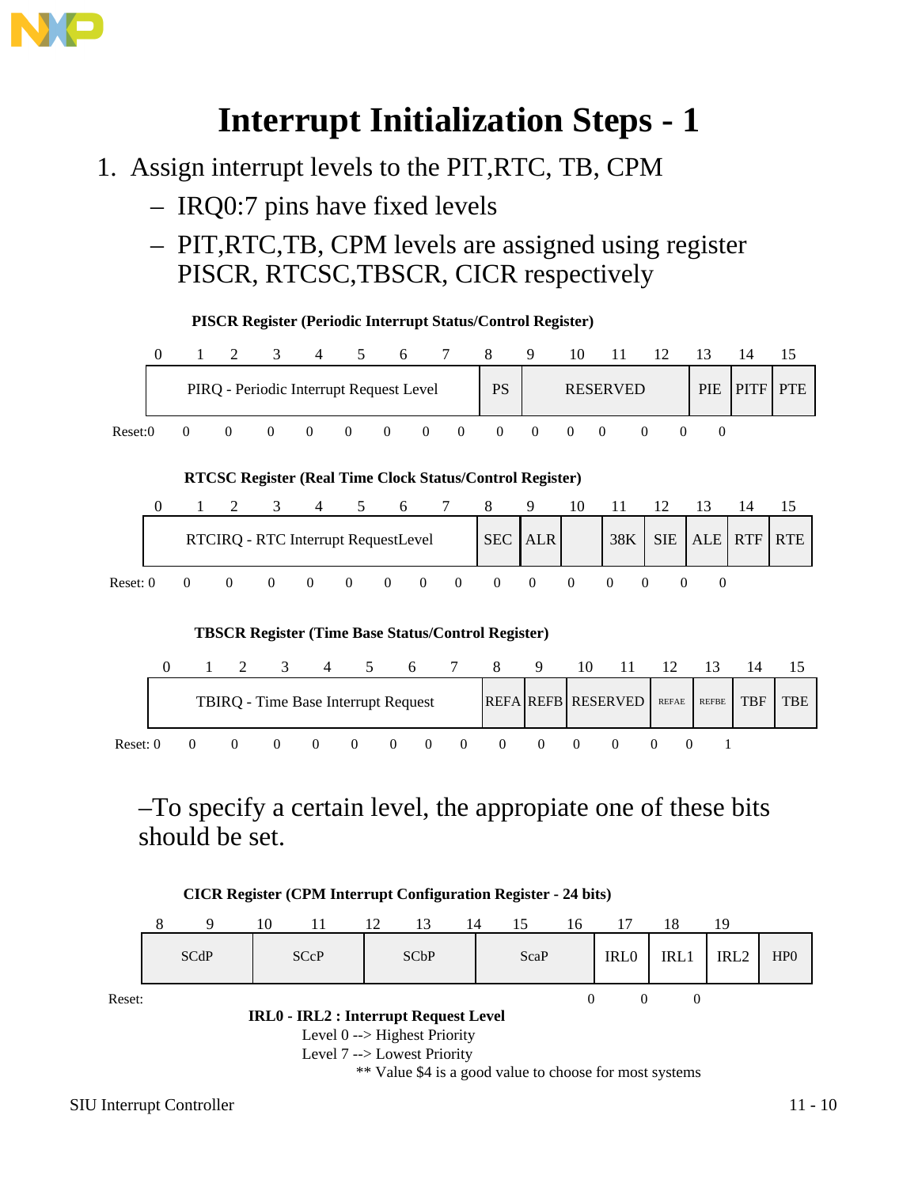# Interrupt Initialization Steps - 1

1. Assign interrupt levels to the PIT,RTC, TB, CPM
   - IRQ0:7 pins have fixed levels
   - PIT,RTC,TB, CPM levels are assigned using register PISCR, RTCSC,TBSCR, CICR respectively

**PISCR Register (Periodic Interrupt Status/Control Register)**

| 0–7 | 8 | 9–12 | 13 | 14 | 15 |
|---|---|---|---|---|---|
| PIRQ - Periodic Interrupt Request Level | PS | RESERVED | PIE | PITF | PTE |

Reset:0 0 0 0 0 0 0 0 0 0 0 0 0 0 0 0

**RTCSC Register (Real Time Clock Status/Control Register)**

| 0–7 | 8 | 9 | 10 | 11 | 12 | 13 | 14 | 15 |
|---|---|---|---|---|---|---|---|---|
| RTCIRQ - RTC Interrupt RequestLevel | SEC | ALR | | 38K | SIE | ALE | RTF | RTE |

Reset: 0 0 0 0 0 0 0 0 0 0 0 0 0 0 0 0

**TBSCR Register (Time Base Status/Control Register)**

| 0–7 | 8 | 9 | 10–11 | 12 | 13 | 14 | 15 |
|---|---|---|---|---|---|---|---|
| TBIRQ - Time Base Interrupt Request | REFA | REFB | RESERVED | REFAE | REFBE | TBF | TBE |

Reset: 0 0 0 0 0 0 0 0 0 0 0 0 0 0 0 1

–To specify a certain level, the appropiate one of these bits should be set.

**CICR Register (CPM Interrupt Configuration Register - 24 bits)**

| 8–9 | 10–11 | 12–13 | 14–15 | 16 | 17 | 18 | 19 |
|---|---|---|---|---|---|---|---|
| SCdP | SCcP | SCbP | ScaP | IRL0 | IRL1 | IRL2 | HP0 |

Reset: 0 0 0

**IRL0 - IRL2 : Interrupt Request Level**

Level 0 --> Highest Priority

Level 7 --> Lowest Priority

** Value $4 is a good value to choose for most systems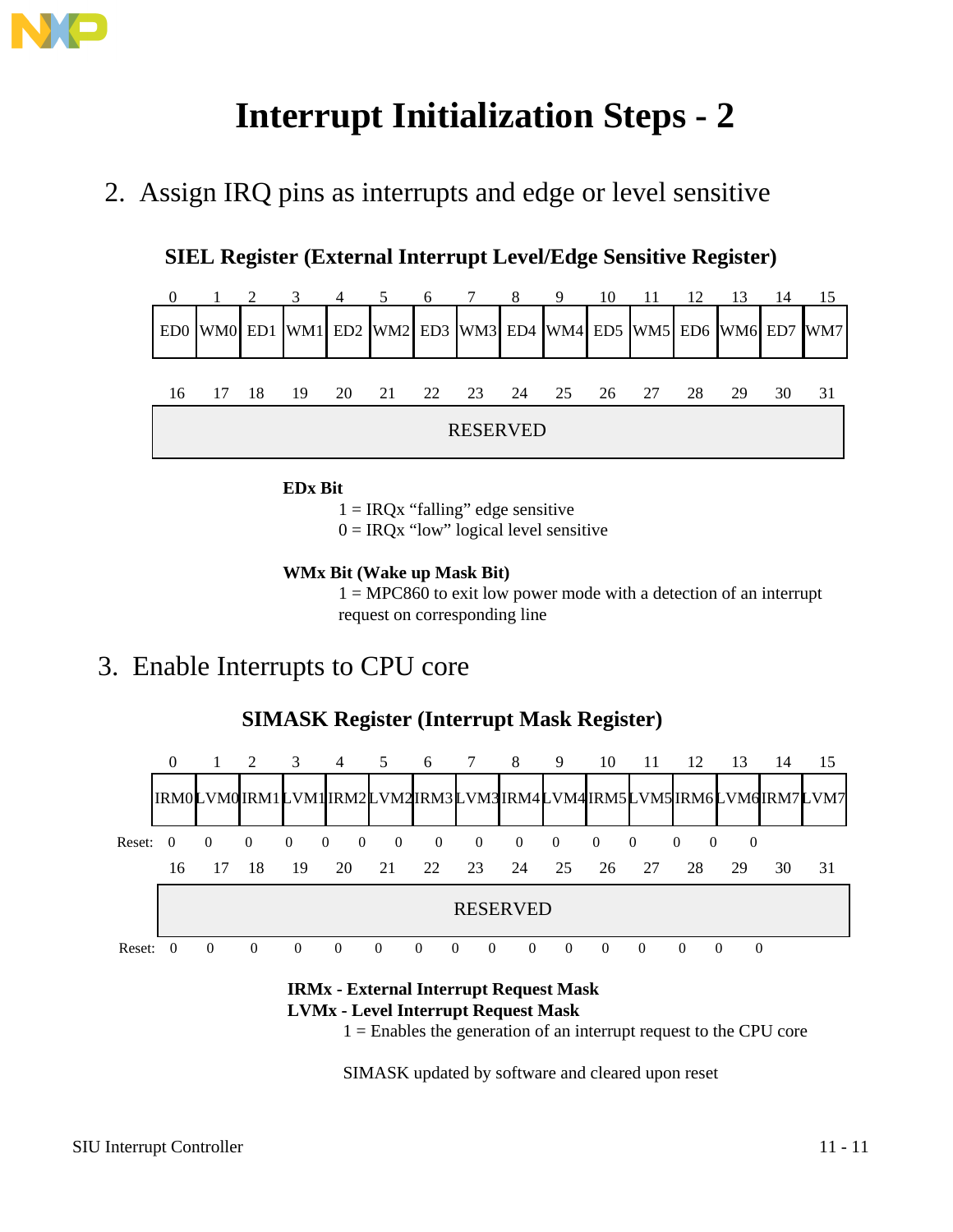# Interrupt Initialization Steps - 2

2. Assign IRQ pins as interrupts and edge or level sensitive

**SIEL Register (External Interrupt Level/Edge Sensitive Register)**

| 0 | 1 | 2 | 3 | 4 | 5 | 6 | 7 | 8 | 9 | 10 | 11 | 12 | 13 | 14 | 15 |
|---|---|---|---|---|---|---|---|---|---|---|---|---|---|---|---|
| ED0 | WM0 | ED1 | WM1 | ED2 | WM2 | ED3 | WM3 | ED4 | WM4 | ED5 | WM5 | ED6 | WM6 | ED7 | WM7 |

| 16 | 17 | 18 | 19 | 20 | 21 | 22 | 23 | 24 | 25 | 26 | 27 | 28 | 29 | 30 | 31 |
|---|---|---|---|---|---|---|---|---|---|---|---|---|---|---|---|
| RESERVED | | | | | | | | | | | | | | | |

**EDx Bit**

1 = IRQx "falling" edge sensitive
0 = IRQx "low" logical level sensitive

**WMx Bit (Wake up Mask Bit)**

1 = MPC860 to exit low power mode with a detection of an interrupt request on corresponding line

3. Enable Interrupts to CPU core

**SIMASK Register (Interrupt Mask Register)**

| | 0 | 1 | 2 | 3 | 4 | 5 | 6 | 7 | 8 | 9 | 10 | 11 | 12 | 13 | 14 | 15 |
|---|---|---|---|---|---|---|---|---|---|---|---|---|---|---|---|---|
| | IRM0 | LVM0 | IRM1 | LVM1 | IRM2 | LVM2 | IRM3 | LVM3 | IRM4 | LVM4 | IRM5 | LVM5 | IRM6 | LVM6 | IRM7 | LVM7 |
| Reset: | 0 | 0 | 0 | 0 | 0 | 0 | 0 | 0 | 0 | 0 | 0 | 0 | 0 | 0 | 0 | 0 |

| | 16 | 17 | 18 | 19 | 20 | 21 | 22 | 23 | 24 | 25 | 26 | 27 | 28 | 29 | 30 | 31 |
|---|---|---|---|---|---|---|---|---|---|---|---|---|---|---|---|---|
| | RESERVED | | | | | | | | | | | | | | | |
| Reset: | 0 | 0 | 0 | 0 | 0 | 0 | 0 | 0 | 0 | 0 | 0 | 0 | 0 | 0 | 0 | 0 |

**IRMx - External Interrupt Request Mask**
**LVMx - Level Interrupt Request Mask**

1 = Enables the generation of an interrupt request to the CPU core

SIMASK updated by software and cleared upon reset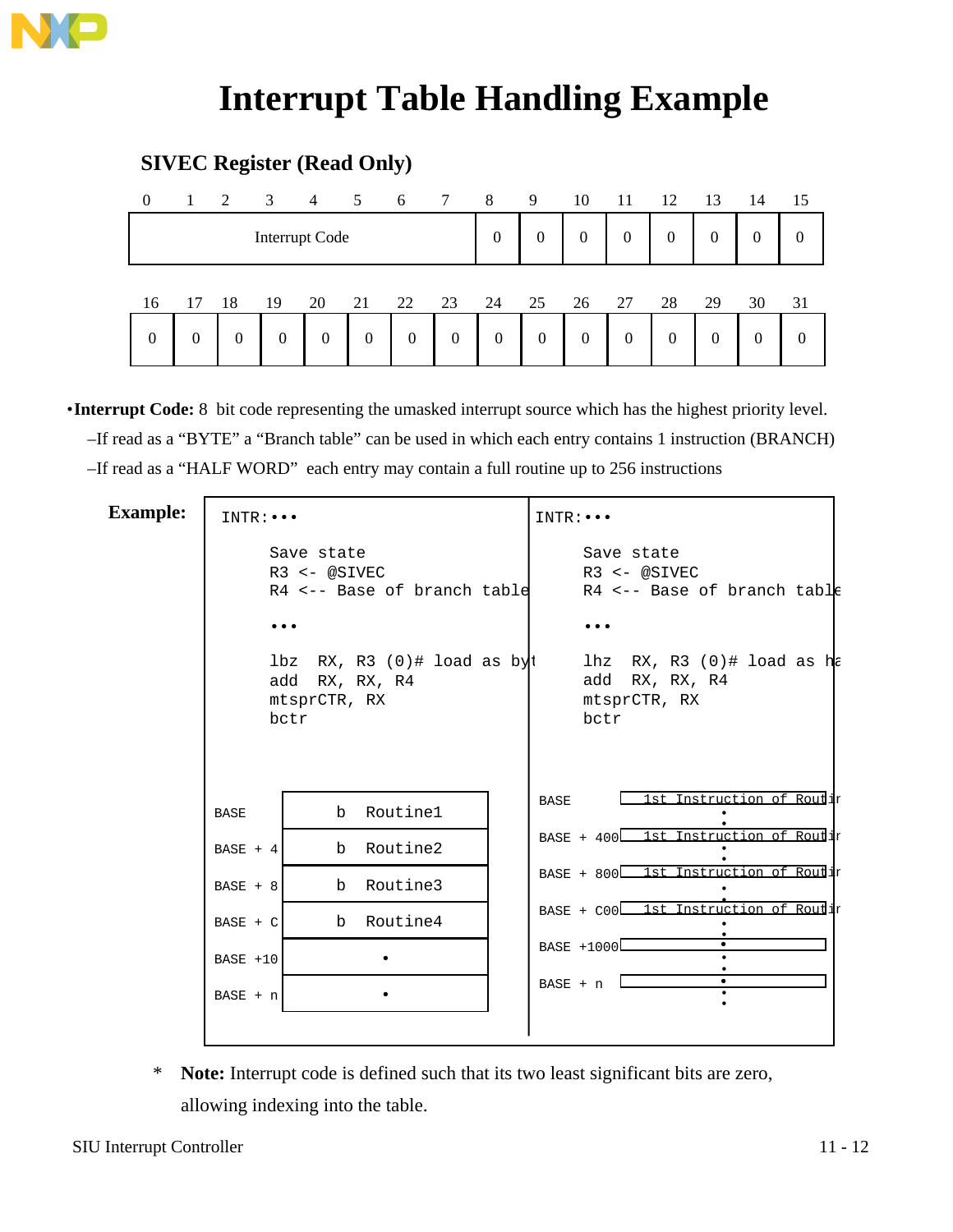# Interrupt Table Handling Example

## SIVEC Register (Read Only)

| 0 | 1 | 2 | 3 | 4 | 5 | 6 | 7 | 8 | 9 | 10 | 11 | 12 | 13 | 14 | 15 |
|---|---|---|---|---|---|---|---|---|---|---|---|---|---|---|---|
| Interrupt Code | | | | | | | | 0 | 0 | 0 | 0 | 0 | 0 | 0 | 0 |

| 16 | 17 | 18 | 19 | 20 | 21 | 22 | 23 | 24 | 25 | 26 | 27 | 28 | 29 | 30 | 31 |
|---|---|---|---|---|---|---|---|---|---|---|---|---|---|---|---|
| 0 | 0 | 0 | 0 | 0 | 0 | 0 | 0 | 0 | 0 | 0 | 0 | 0 | 0 | 0 | 0 |

- **Interrupt Code:** 8 bit code representing the umasked interrupt source which has the highest priority level.
  - If read as a "BYTE" a "Branch table" can be used in which each entry contains 1 instruction (BRANCH)
  - If read as a "HALF WORD" each entry may contain a full routine up to 256 instructions

**Example:**

```
INTR:•••

     Save state
     R3 <- @SIVEC
     R4 <-- Base of branch table

     •••

     lbz  RX, R3 (0)# load as byt
     add  RX, RX, R4
     mtsprCTR, RX
     bctr
```

| | |
|---|---|
| BASE | b Routine1 |
| BASE + 4 | b Routine2 |
| BASE + 8 | b Routine3 |
| BASE + C | b Routine4 |
| BASE +10 | • |
| BASE + n | • |

```
INTR:•••

     Save state
     R3 <- @SIVEC
     R4 <-- Base of branch table

     •••

     lhz  RX, R3 (0)# load as ha
     add  RX, RX, R4
     mtsprCTR, RX
     bctr
```

| | |
|---|---|
| BASE | 1st Instruction of Routin |
| BASE + 400 | 1st Instruction of Routin |
| BASE + 800 | 1st Instruction of Routin |
| BASE + C00 | 1st Instruction of Routin |
| BASE +1000 | |
| BASE + n | |

\* **Note:** Interrupt code is defined such that its two least significant bits are zero, allowing indexing into the table.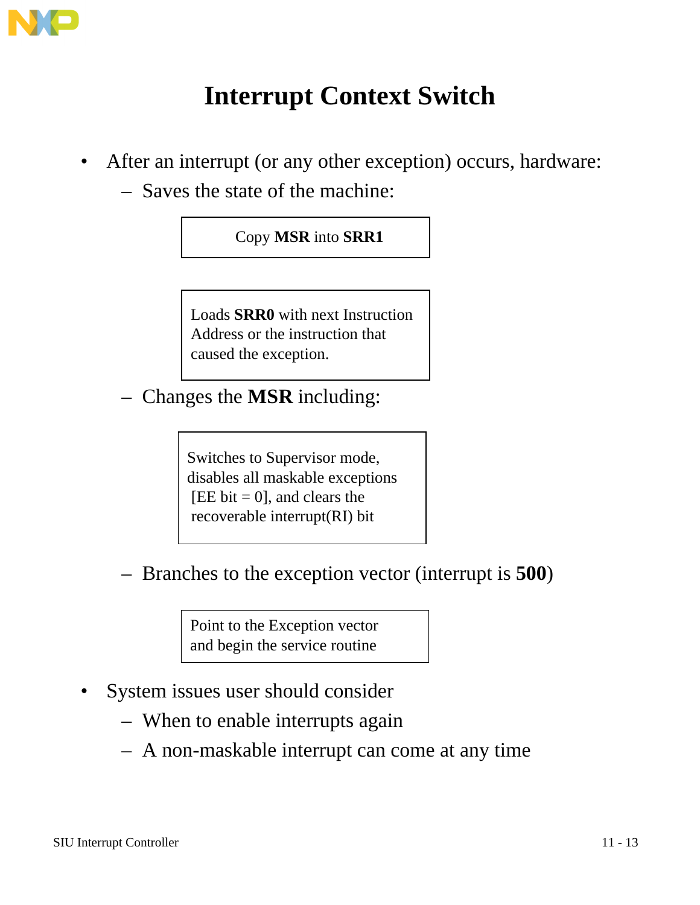# Interrupt Context Switch

- After an interrupt (or any other exception) occurs, hardware:
  - Saves the state of the machine:

    > Copy **MSR** into **SRR1**

    > Loads **SRR0** with next Instruction Address or the instruction that caused the exception.

  - Changes the **MSR** including:

    > Switches to Supervisor mode, disables all maskable exceptions [EE bit = 0], and clears the recoverable interrupt(RI) bit

  - Branches to the exception vector (interrupt is **500**)

    > Point to the Exception vector and begin the service routine

- System issues user should consider
  - When to enable interrupts again
  - A non-maskable interrupt can come at any time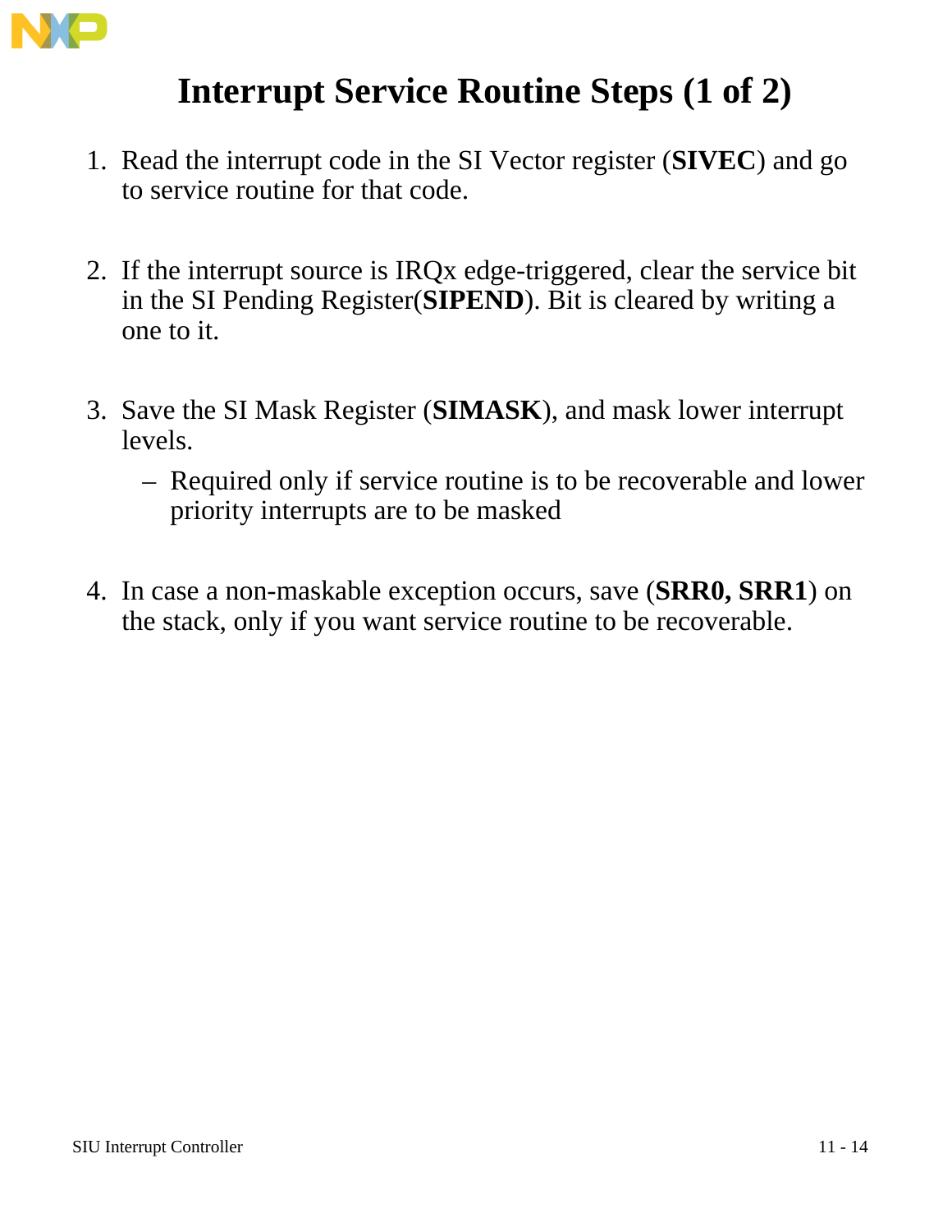# Interrupt Service Routine Steps (1 of 2)

1. Read the interrupt code in the SI Vector register (**SIVEC**) and go to service routine for that code.

2. If the interrupt source is IRQx edge-triggered, clear the service bit in the SI Pending Register(**SIPEND**). Bit is cleared by writing a one to it.

3. Save the SI Mask Register (**SIMASK**), and mask lower interrupt levels.
   – Required only if service routine is to be recoverable and lower priority interrupts are to be masked

4. In case a non-maskable exception occurs, save (**SRR0, SRR1**) on the stack, only if you want service routine to be recoverable.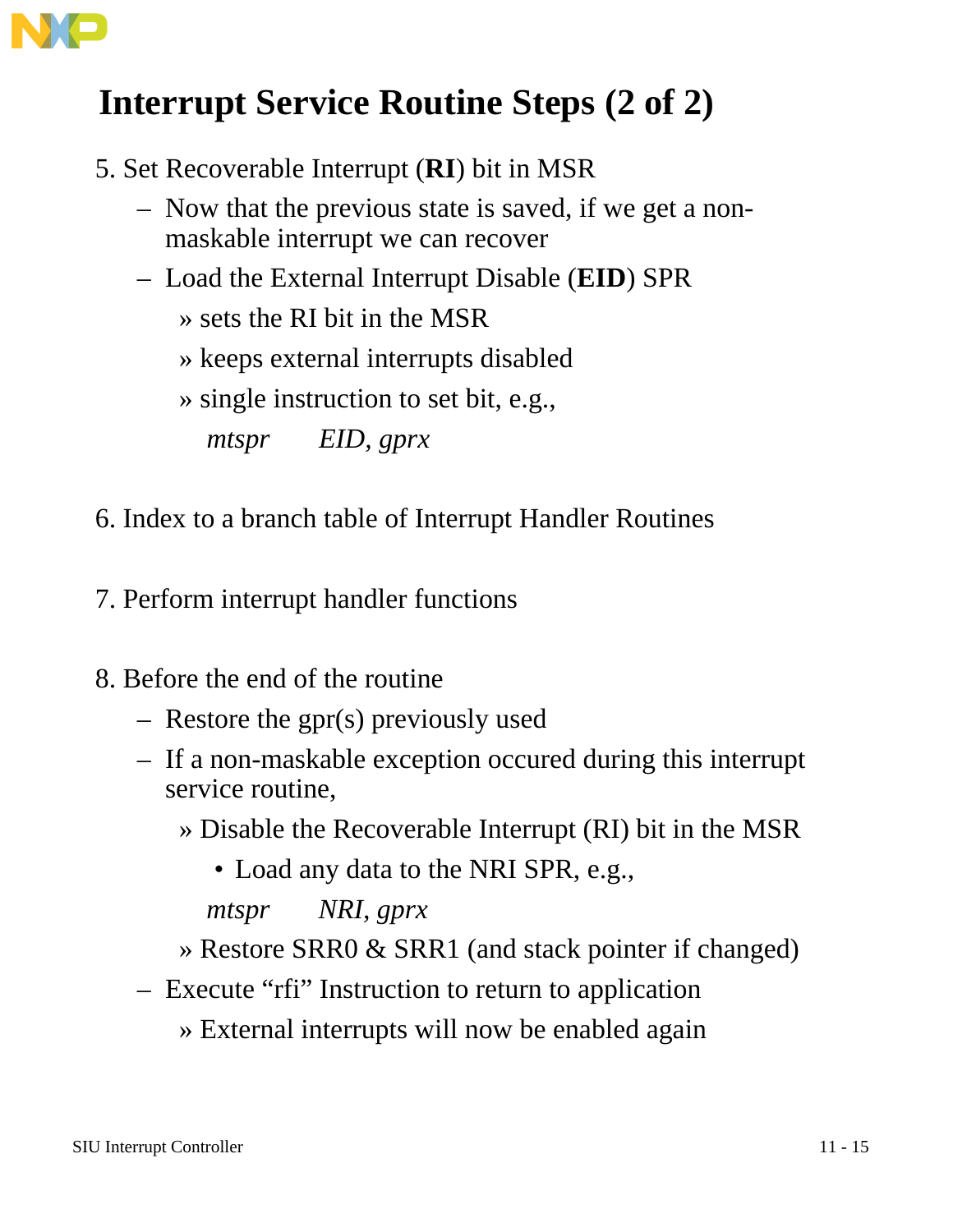# Interrupt Service Routine Steps (2 of 2)

5. Set Recoverable Interrupt (**RI**) bit in MSR
   - Now that the previous state is saved, if we get a non-maskable interrupt we can recover
   - Load the External Interrupt Disable (**EID**) SPR
     - » sets the RI bit in the MSR
     - » keeps external interrupts disabled
     - » single instruction to set bit, e.g.,

       *mtspr EID, gprx*

6. Index to a branch table of Interrupt Handler Routines

7. Perform interrupt handler functions

8. Before the end of the routine
   - Restore the gpr(s) previously used
   - If a non-maskable exception occured during this interrupt service routine,
     - » Disable the Recoverable Interrupt (RI) bit in the MSR
       - Load any data to the NRI SPR, e.g.,

       *mtspr NRI, gprx*
     - » Restore SRR0 & SRR1 (and stack pointer if changed)
   - Execute “rfi” Instruction to return to application
     - » External interrupts will now be enabled again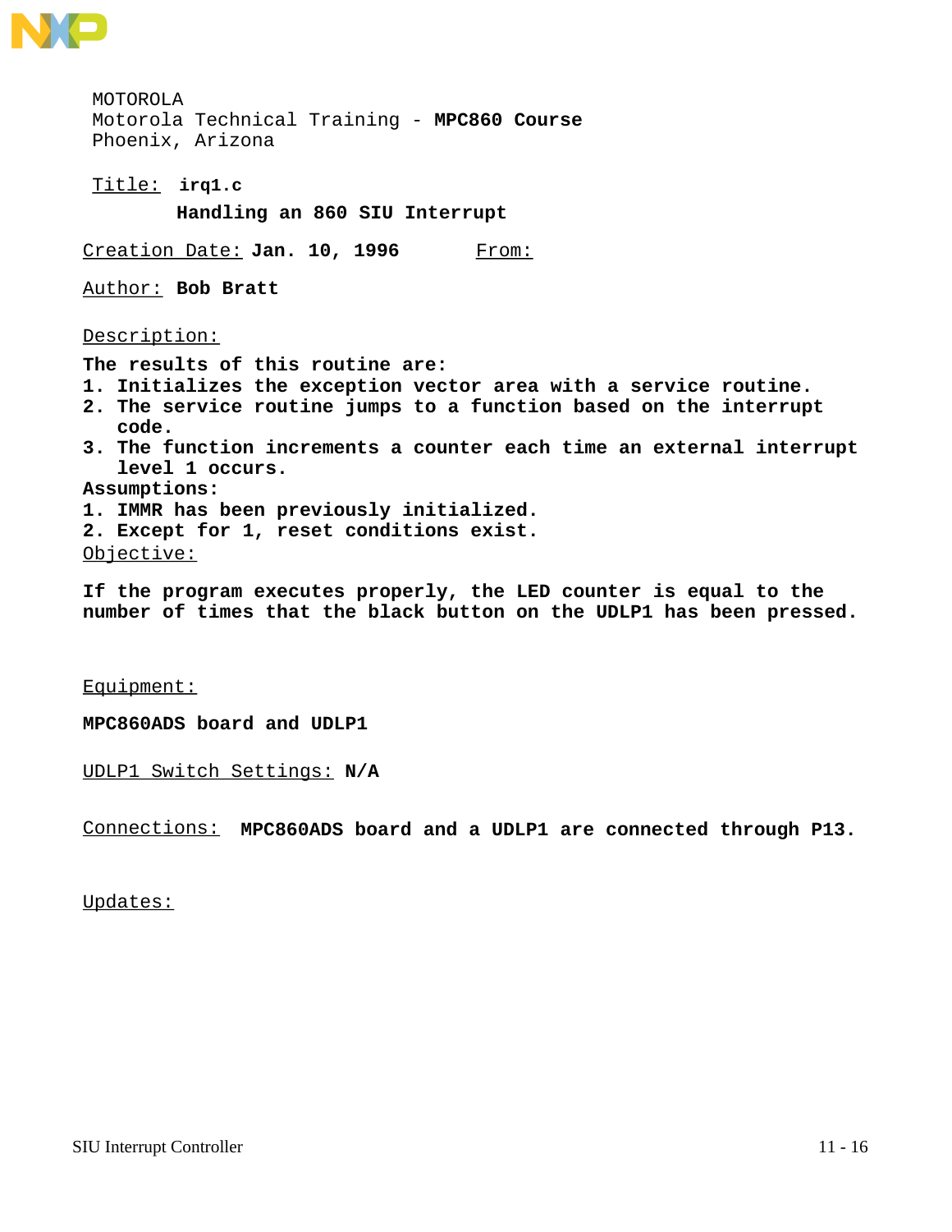MOTOROLA
Motorola Technical Training - **MPC860 Course**
Phoenix, Arizona

Title: **irq1.c**

**Handling an 860 SIU Interrupt**

Creation Date: **Jan. 10, 1996** From:

Author: **Bob Bratt**

Description:

**The results of this routine are:**

1. **Initializes the exception vector area with a service routine.**
2. **The service routine jumps to a function based on the interrupt code.**
3. **The function increments a counter each time an external interrupt level 1 occurs.**

**Assumptions:**

1. **IMMR has been previously initialized.**
2. **Except for 1, reset conditions exist.**

Objective:

**If the program executes properly, the LED counter is equal to the number of times that the black button on the UDLP1 has been pressed.**

Equipment:

**MPC860ADS board and UDLP1**

UDLP1 Switch Settings: **N/A**

Connections: **MPC860ADS board and a UDLP1 are connected through P13.**

Updates: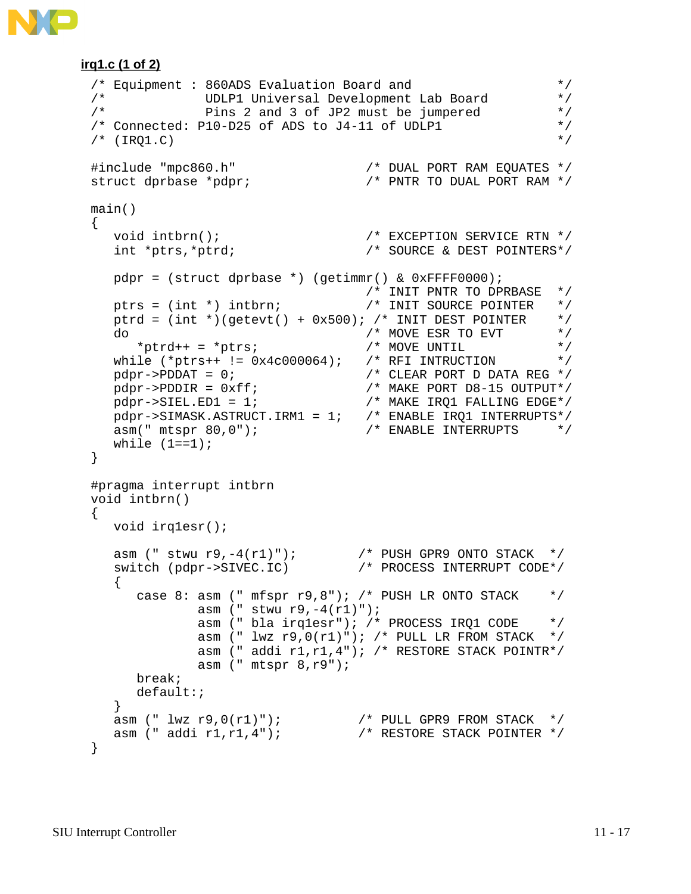**irq1.c (1 of 2)**

```
/* Equipment : 860ADS Evaluation Board and              */
/*             UDLP1 Universal Development Lab Board    */
/*             Pins 2 and 3 of JP2 must be jumpered     */
/* Connected: P10-D25 of ADS to J4-11 of UDLP1          */
/* (IRQ1.C)                                             */

#include "mpc860.h"               /* DUAL PORT RAM EQUATES */
struct dprbase *pdpr;             /* PNTR TO DUAL PORT RAM */

main()
{
   void intbrn();                 /* EXCEPTION SERVICE RTN */
   int *ptrs,*ptrd;               /* SOURCE & DEST POINTERS*/

   pdpr = (struct dprbase *) (getimmr() & 0xFFFF0000);
                                  /* INIT PNTR TO DPRBASE  */
   ptrs = (int *) intbrn;         /* INIT SOURCE POINTER   */
   ptrd = (int *)(getevt() + 0x500); /* INIT DEST POINTER  */
   do                             /* MOVE ESR TO EVT       */
      *ptrd++ = *ptrs;            /* MOVE UNTIL            */
   while (*ptrs++ != 0x4c000064); /* RFI INTRUCTION        */
   pdpr->PDDAT = 0;               /* CLEAR PORT D DATA REG */
   pdpr->PDDIR = 0xff;            /* MAKE PORT D8-15 OUTPUT*/
   pdpr->SIEL.ED1 = 1;            /* MAKE IRQ1 FALLING EDGE*/
   pdpr->SIMASK.ASTRUCT.IRM1 = 1; /* ENABLE IRQ1 INTERRUPTS*/
   asm(" mtspr 80,0");            /* ENABLE INTERRUPTS     */
   while (1==1);
}

#pragma interrupt intbrn
void intbrn()
{
   void irq1esr();

   asm (" stwu r9,-4(r1)");        /* PUSH GPR9 ONTO STACK  */
   switch (pdpr->SIVEC.IC)         /* PROCESS INTERRUPT CODE*/
   {
      case 8: asm (" mfspr r9,8"); /* PUSH LR ONTO STACK    */
              asm (" stwu r9,-4(r1)");
              asm (" bla irq1esr"); /* PROCESS IRQ1 CODE    */
              asm (" lwz r9,0(r1)"); /* PULL LR FROM STACK  */
              asm (" addi r1,r1,4"); /* RESTORE STACK POINTR*/
              asm (" mtspr 8,r9");
      break;
      default:;
   }
   asm (" lwz r9,0(r1)");          /* PULL GPR9 FROM STACK  */
   asm (" addi r1,r1,4");          /* RESTORE STACK POINTER */
}
```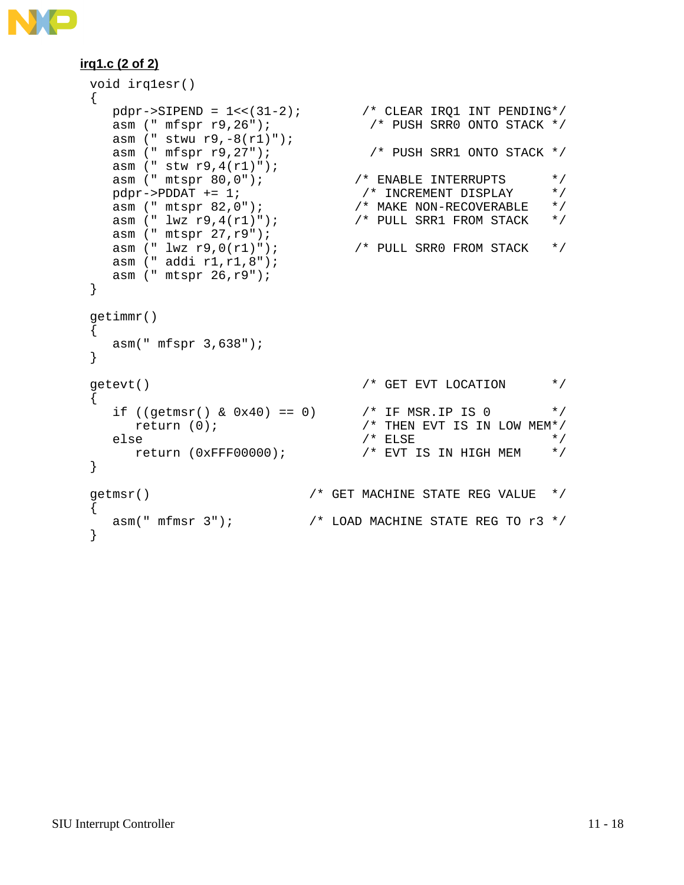**irq1.c (2 of 2)**

```
void irq1esr()
{
   pdpr->SIPEND = 1<<(31-2);        /* CLEAR IRQ1 INT PENDING*/
   asm (" mfspr r9,26");             /* PUSH SRR0 ONTO STACK */
   asm (" stwu r9,-8(r1)");
   asm (" mfspr r9,27");             /* PUSH SRR1 ONTO STACK */
   asm (" stw r9,4(r1)");
   asm (" mtspr 80,0");             /* ENABLE INTERRUPTS      */
   pdpr->PDDAT += 1;                 /* INCREMENT DISPLAY      */
   asm (" mtspr 82,0");             /* MAKE NON-RECOVERABLE   */
   asm (" lwz r9,4(r1)");           /* PULL SRR1 FROM STACK   */
   asm (" mtspr 27,r9");
   asm (" lwz r9,0(r1)");           /* PULL SRR0 FROM STACK   */
   asm (" addi r1,r1,8");
   asm (" mtspr 26,r9");
}

getimmr()
{
   asm(" mfspr 3,638");
}

getevt()                             /* GET EVT LOCATION       */
{
   if ((getmsr() & 0x40) == 0)       /* IF MSR.IP IS 0         */
      return (0);                    /* THEN EVT IS IN LOW MEM*/
   else                              /* ELSE                   */
      return (0xFFF00000);           /* EVT IS IN HIGH MEM     */
}

getmsr()                      /* GET MACHINE STATE REG VALUE  */
{
   asm(" mfmsr 3");           /* LOAD MACHINE STATE REG TO r3 */
}
```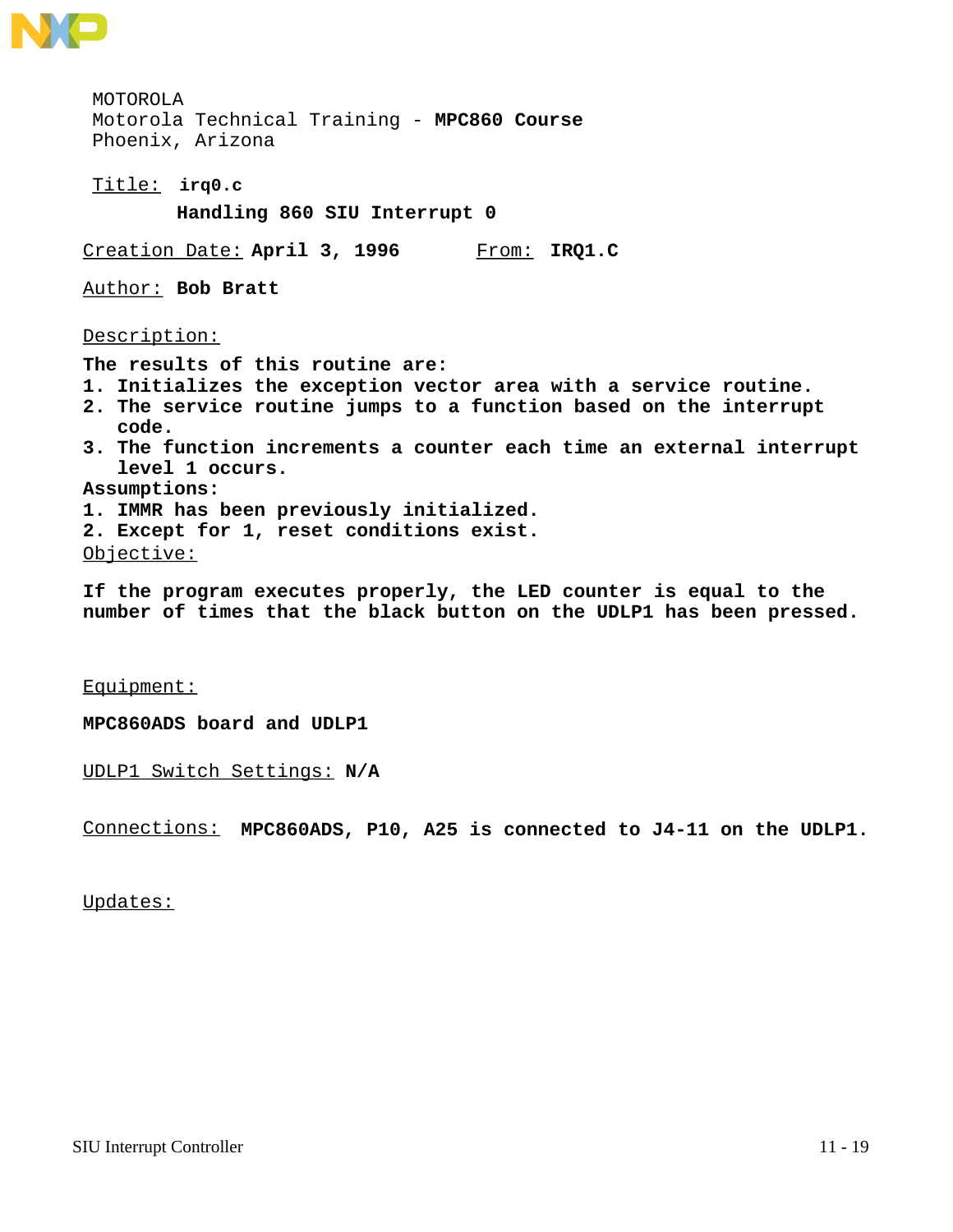MOTOROLA
Motorola Technical Training - **MPC860 Course**
Phoenix, Arizona

Title: **irq0.c**

**Handling 860 SIU Interrupt 0**

Creation Date: **April 3, 1996** From: **IRQ1.C**

Author: **Bob Bratt**

Description:

**The results of this routine are:**
**1. Initializes the exception vector area with a service routine.**
**2. The service routine jumps to a function based on the interrupt code.**
**3. The function increments a counter each time an external interrupt level 1 occurs.**
**Assumptions:**
**1. IMMR has been previously initialized.**
**2. Except for 1, reset conditions exist.**

Objective:

**If the program executes properly, the LED counter is equal to the number of times that the black button on the UDLP1 has been pressed.**

Equipment:

**MPC860ADS board and UDLP1**

UDLP1 Switch Settings: **N/A**

Connections: **MPC860ADS, P10, A25 is connected to J4-11 on the UDLP1.**

Updates: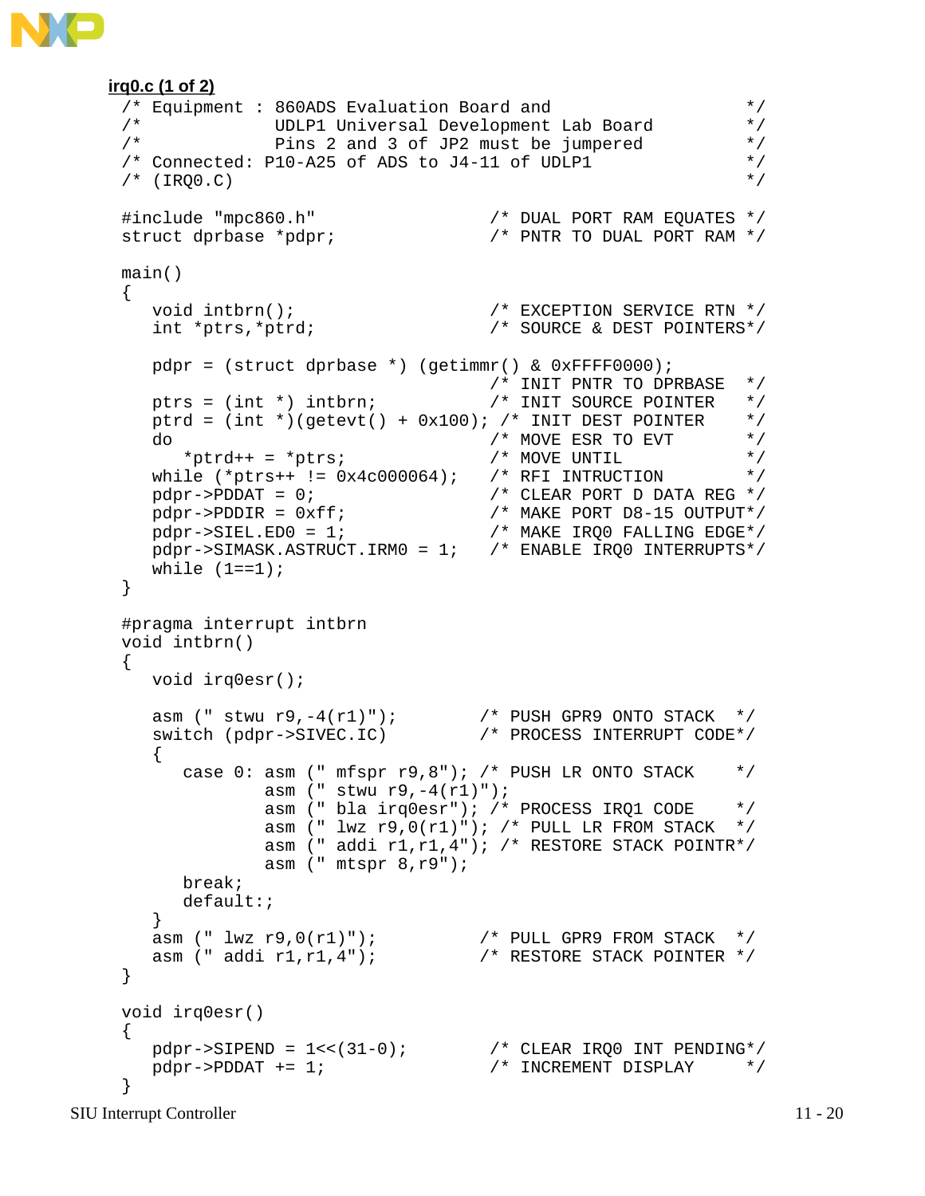**irq0.c (1 of 2)**

```
/* Equipment : 860ADS Evaluation Board and                   */
/*             UDLP1 Universal Development Lab Board         */
/*             Pins 2 and 3 of JP2 must be jumpered          */
/* Connected: P10-A25 of ADS to J4-11 of UDLP1               */
/* (IRQ0.C)                                                  */

#include "mpc860.h"                 /* DUAL PORT RAM EQUATES */
struct dprbase *pdpr;               /* PNTR TO DUAL PORT RAM */

main()
{
   void intbrn();                   /* EXCEPTION SERVICE RTN */
   int *ptrs,*ptrd;                 /* SOURCE & DEST POINTERS*/

   pdpr = (struct dprbase *) (getimmr() & 0xFFFF0000);
                                    /* INIT PNTR TO DPRBASE   */
   ptrs = (int *) intbrn;           /* INIT SOURCE POINTER    */
   ptrd = (int *)(getevt() + 0x100); /* INIT DEST POINTER     */
   do                               /* MOVE ESR TO EVT        */
      *ptrd++ = *ptrs;              /* MOVE UNTIL             */
   while (*ptrs++ != 0x4c000064);   /* RFI INTRUCTION         */
   pdpr->PDDAT = 0;                 /* CLEAR PORT D DATA REG */
   pdpr->PDDIR = 0xff;              /* MAKE PORT D8-15 OUTPUT*/
   pdpr->SIEL.ED0 = 1;              /* MAKE IRQ0 FALLING EDGE*/
   pdpr->SIMASK.ASTRUCT.IRM0 = 1;   /* ENABLE IRQ0 INTERRUPTS*/
   while (1==1);
}

#pragma interrupt intbrn
void intbrn()
{
   void irq0esr();

   asm (" stwu r9,-4(r1)");        /* PUSH GPR9 ONTO STACK  */
   switch (pdpr->SIVEC.IC)         /* PROCESS INTERRUPT CODE*/
   {
      case 0: asm (" mfspr r9,8"); /* PUSH LR ONTO STACK    */
              asm (" stwu r9,-4(r1)");
              asm (" bla irq0esr"); /* PROCESS IRQ1 CODE    */
              asm (" lwz r9,0(r1)"); /* PULL LR FROM STACK  */
              asm (" addi r1,r1,4"); /* RESTORE STACK POINTR*/
              asm (" mtspr 8,r9");
      break;
      default:;
   }
   asm (" lwz r9,0(r1)");          /* PULL GPR9 FROM STACK  */
   asm (" addi r1,r1,4");          /* RESTORE STACK POINTER */
}

void irq0esr()
{
   pdpr->SIPEND = 1<<(31-0);        /* CLEAR IRQ0 INT PENDING*/
   pdpr->PDDAT += 1;                /* INCREMENT DISPLAY     */
}
```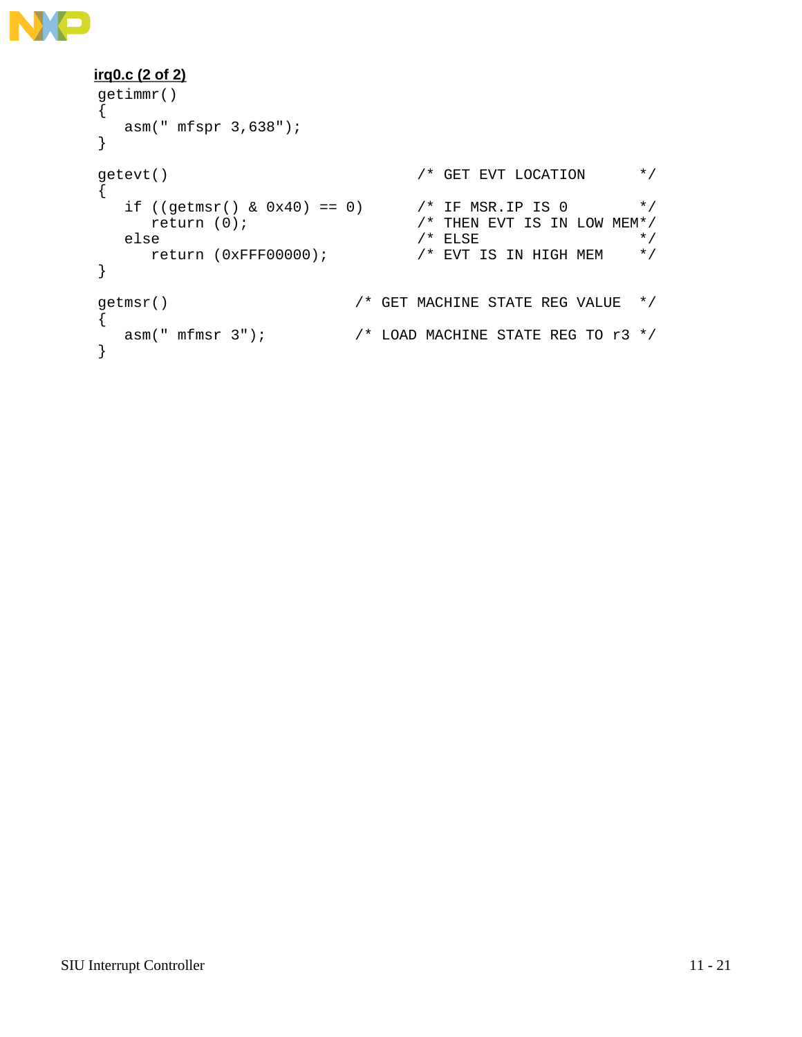**irq0.c (2 of 2)**

```
getimmr()
{
   asm(" mfspr 3,638");
}

getevt()                              /* GET EVT LOCATION      */
{
   if ((getmsr() & 0x40) == 0)        /* IF MSR.IP IS 0        */
      return (0);                     /* THEN EVT IS IN LOW MEM*/
   else                               /* ELSE                  */
      return (0xFFF00000);            /* EVT IS IN HIGH MEM    */
}

getmsr()                       /* GET MACHINE STATE REG VALUE  */
{
   asm(" mfmsr 3");            /* LOAD MACHINE STATE REG TO r3 */
}
```